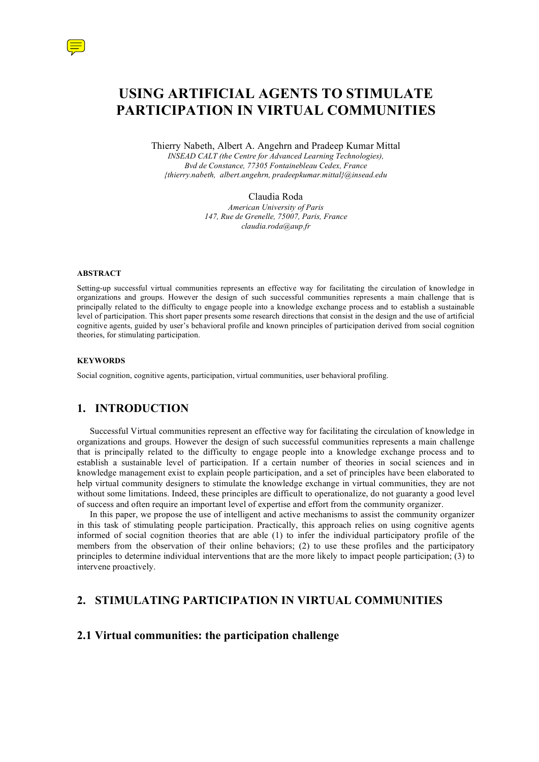# USING ARTIFICIAL AGENTS TO STIMULATE PARTICIPATION IN VIRTUAL COMMUNITIES

Thierry Nabeth, Albert A. Angehrn and Pradeep Kumar Mittal
*INSEAD CALT (the Centre for Advanced Learning Technologies),*
*Bvd de Constance, 77305 Fontainebleau Cedex, France*
*{thierry.nabeth, albert.angehrn, pradeepkumar.mittal}@insead.edu*

Claudia Roda
*American University of Paris*
*147, Rue de Grenelle, 75007, Paris, France*
*claudia.roda@aup.fr*

#### ABSTRACT

Setting-up successful virtual communities represents an effective way for facilitating the circulation of knowledge in organizations and groups. However the design of such successful communities represents a main challenge that is principally related to the difficulty to engage people into a knowledge exchange process and to establish a sustainable level of participation. This short paper presents some research directions that consist in the design and the use of artificial cognitive agents, guided by user's behavioral profile and known principles of participation derived from social cognition theories, for stimulating participation.

#### KEYWORDS

Social cognition, cognitive agents, participation, virtual communities, user behavioral profiling.

## 1. INTRODUCTION

Successful Virtual communities represent an effective way for facilitating the circulation of knowledge in organizations and groups. However the design of such successful communities represents a main challenge that is principally related to the difficulty to engage people into a knowledge exchange process and to establish a sustainable level of participation. If a certain number of theories in social sciences and in knowledge management exist to explain people participation, and a set of principles have been elaborated to help virtual community designers to stimulate the knowledge exchange in virtual communities, they are not without some limitations. Indeed, these principles are difficult to operationalize, do not guaranty a good level of success and often require an important level of expertise and effort from the community organizer.

In this paper, we propose the use of intelligent and active mechanisms to assist the community organizer in this task of stimulating people participation. Practically, this approach relies on using cognitive agents informed of social cognition theories that are able (1) to infer the individual participatory profile of the members from the observation of their online behaviors; (2) to use these profiles and the participatory principles to determine individual interventions that are the more likely to impact people participation; (3) to intervene proactively.

## 2. STIMULATING PARTICIPATION IN VIRTUAL COMMUNITIES

### 2.1 Virtual communities: the participation challenge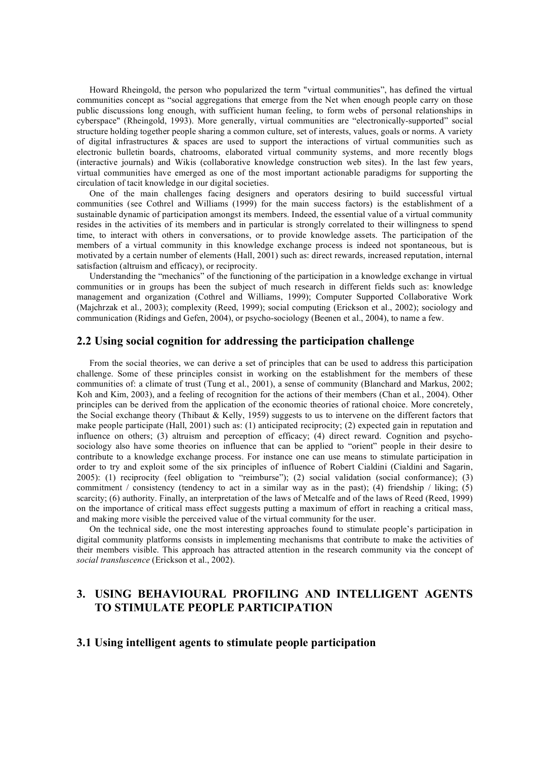Howard Rheingold, the person who popularized the term "virtual communities", has defined the virtual communities concept as "social aggregations that emerge from the Net when enough people carry on those public discussions long enough, with sufficient human feeling, to form webs of personal relationships in cyberspace" (Rheingold, 1993). More generally, virtual communities are "electronically-supported" social structure holding together people sharing a common culture, set of interests, values, goals or norms. A variety of digital infrastructures & spaces are used to support the interactions of virtual communities such as electronic bulletin boards, chatrooms, elaborated virtual community systems, and more recently blogs (interactive journals) and Wikis (collaborative knowledge construction web sites). In the last few years, virtual communities have emerged as one of the most important actionable paradigms for supporting the circulation of tacit knowledge in our digital societies.

One of the main challenges facing designers and operators desiring to build successful virtual communities (see Cothrel and Williams (1999) for the main success factors) is the establishment of a sustainable dynamic of participation amongst its members. Indeed, the essential value of a virtual community resides in the activities of its members and in particular is strongly correlated to their willingness to spend time, to interact with others in conversations, or to provide knowledge assets. The participation of the members of a virtual community in this knowledge exchange process is indeed not spontaneous, but is motivated by a certain number of elements (Hall, 2001) such as: direct rewards, increased reputation, internal satisfaction (altruism and efficacy), or reciprocity.

Understanding the "mechanics" of the functioning of the participation in a knowledge exchange in virtual communities or in groups has been the subject of much research in different fields such as: knowledge management and organization (Cothrel and Williams, 1999); Computer Supported Collaborative Work (Majchrzak et al., 2003); complexity (Reed, 1999); social computing (Erickson et al., 2002); sociology and communication (Ridings and Gefen, 2004), or psycho-sociology (Beenen et al., 2004), to name a few.

## 2.2 Using social cognition for addressing the participation challenge

From the social theories, we can derive a set of principles that can be used to address this participation challenge. Some of these principles consist in working on the establishment for the members of these communities of: a climate of trust (Tung et al., 2001), a sense of community (Blanchard and Markus, 2002; Koh and Kim, 2003), and a feeling of recognition for the actions of their members (Chan et al., 2004). Other principles can be derived from the application of the economic theories of rational choice. More concretely, the Social exchange theory (Thibaut & Kelly, 1959) suggests to us to intervene on the different factors that make people participate (Hall, 2001) such as: (1) anticipated reciprocity; (2) expected gain in reputation and influence on others; (3) altruism and perception of efficacy; (4) direct reward. Cognition and psycho-sociology also have some theories on influence that can be applied to "orient" people in their desire to contribute to a knowledge exchange process. For instance one can use means to stimulate participation in order to try and exploit some of the six principles of influence of Robert Cialdini (Cialdini and Sagarin, 2005): (1) reciprocity (feel obligation to "reimburse"); (2) social validation (social conformance); (3) commitment / consistency (tendency to act in a similar way as in the past); (4) friendship / liking; (5) scarcity; (6) authority. Finally, an interpretation of the laws of Metcalfe and of the laws of Reed (Reed, 1999) on the importance of critical mass effect suggests putting a maximum of effort in reaching a critical mass, and making more visible the perceived value of the virtual community for the user.

On the technical side, one the most interesting approaches found to stimulate people's participation in digital community platforms consists in implementing mechanisms that contribute to make the activities of their members visible. This approach has attracted attention in the research community via the concept of *social transluscence* (Erickson et al., 2002).

# 3. USING BEHAVIOURAL PROFILING AND INTELLIGENT AGENTS TO STIMULATE PEOPLE PARTICIPATION

## 3.1 Using intelligent agents to stimulate people participation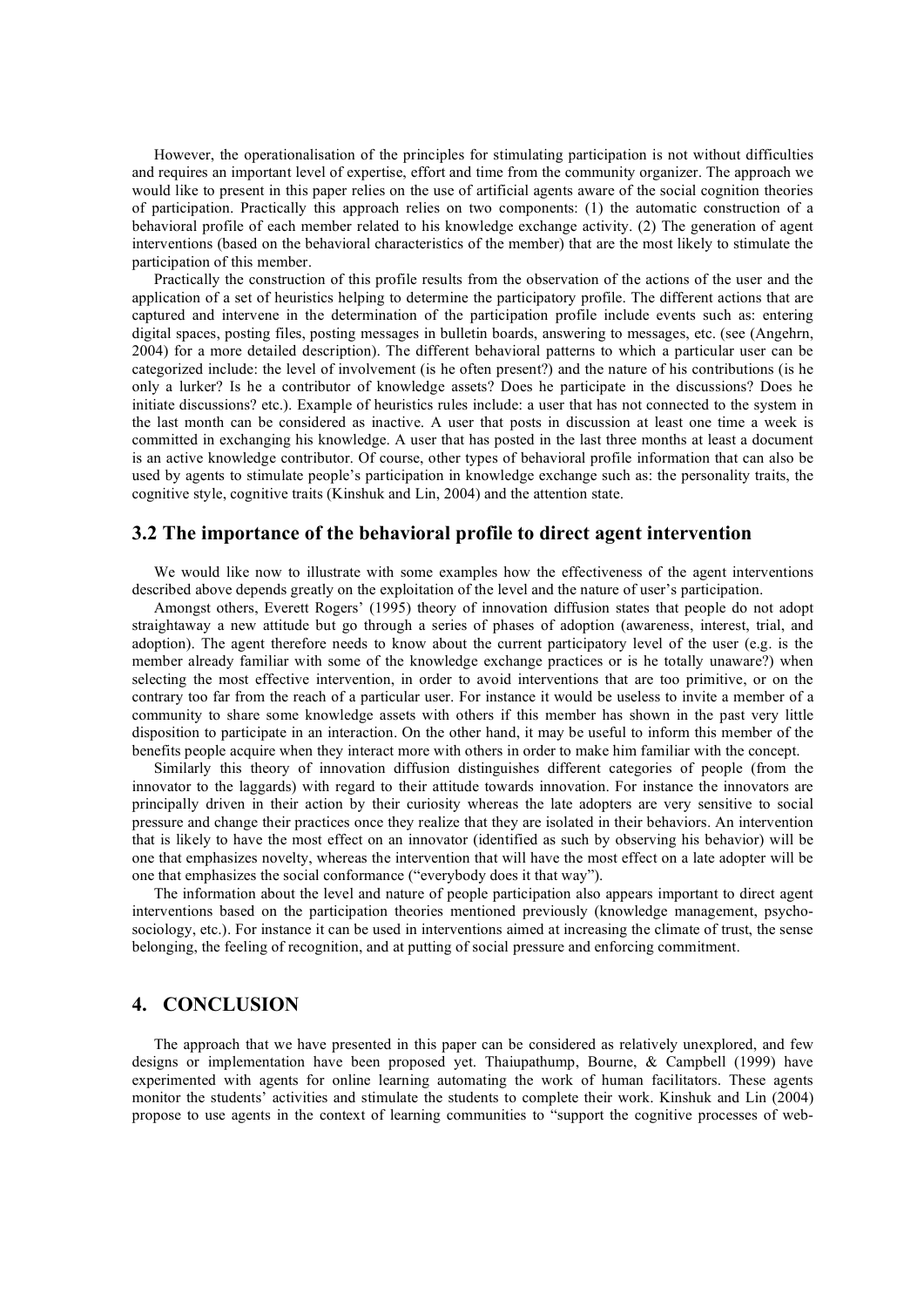However, the operationalisation of the principles for stimulating participation is not without difficulties and requires an important level of expertise, effort and time from the community organizer. The approach we would like to present in this paper relies on the use of artificial agents aware of the social cognition theories of participation. Practically this approach relies on two components: (1) the automatic construction of a behavioral profile of each member related to his knowledge exchange activity. (2) The generation of agent interventions (based on the behavioral characteristics of the member) that are the most likely to stimulate the participation of this member.

Practically the construction of this profile results from the observation of the actions of the user and the application of a set of heuristics helping to determine the participatory profile. The different actions that are captured and intervene in the determination of the participation profile include events such as: entering digital spaces, posting files, posting messages in bulletin boards, answering to messages, etc. (see (Angehrn, 2004) for a more detailed description). The different behavioral patterns to which a particular user can be categorized include: the level of involvement (is he often present?) and the nature of his contributions (is he only a lurker? Is he a contributor of knowledge assets? Does he participate in the discussions? Does he initiate discussions? etc.). Example of heuristics rules include: a user that has not connected to the system in the last month can be considered as inactive. A user that posts in discussion at least one time a week is committed in exchanging his knowledge. A user that has posted in the last three months at least a document is an active knowledge contributor. Of course, other types of behavioral profile information that can also be used by agents to stimulate people's participation in knowledge exchange such as: the personality traits, the cognitive style, cognitive traits (Kinshuk and Lin, 2004) and the attention state.

## 3.2 The importance of the behavioral profile to direct agent intervention

We would like now to illustrate with some examples how the effectiveness of the agent interventions described above depends greatly on the exploitation of the level and the nature of user's participation.

Amongst others, Everett Rogers' (1995) theory of innovation diffusion states that people do not adopt straightaway a new attitude but go through a series of phases of adoption (awareness, interest, trial, and adoption). The agent therefore needs to know about the current participatory level of the user (e.g. is the member already familiar with some of the knowledge exchange practices or is he totally unaware?) when selecting the most effective intervention, in order to avoid interventions that are too primitive, or on the contrary too far from the reach of a particular user. For instance it would be useless to invite a member of a community to share some knowledge assets with others if this member has shown in the past very little disposition to participate in an interaction. On the other hand, it may be useful to inform this member of the benefits people acquire when they interact more with others in order to make him familiar with the concept.

Similarly this theory of innovation diffusion distinguishes different categories of people (from the innovator to the laggards) with regard to their attitude towards innovation. For instance the innovators are principally driven in their action by their curiosity whereas the late adopters are very sensitive to social pressure and change their practices once they realize that they are isolated in their behaviors. An intervention that is likely to have the most effect on an innovator (identified as such by observing his behavior) will be one that emphasizes novelty, whereas the intervention that will have the most effect on a late adopter will be one that emphasizes the social conformance ("everybody does it that way").

The information about the level and nature of people participation also appears important to direct agent interventions based on the participation theories mentioned previously (knowledge management, psycho-sociology, etc.). For instance it can be used in interventions aimed at increasing the climate of trust, the sense belonging, the feeling of recognition, and at putting of social pressure and enforcing commitment.

## 4. CONCLUSION

The approach that we have presented in this paper can be considered as relatively unexplored, and few designs or implementation have been proposed yet. Thaiupathump, Bourne, & Campbell (1999) have experimented with agents for online learning automating the work of human facilitators. These agents monitor the students' activities and stimulate the students to complete their work. Kinshuk and Lin (2004) propose to use agents in the context of learning communities to "support the cognitive processes of web-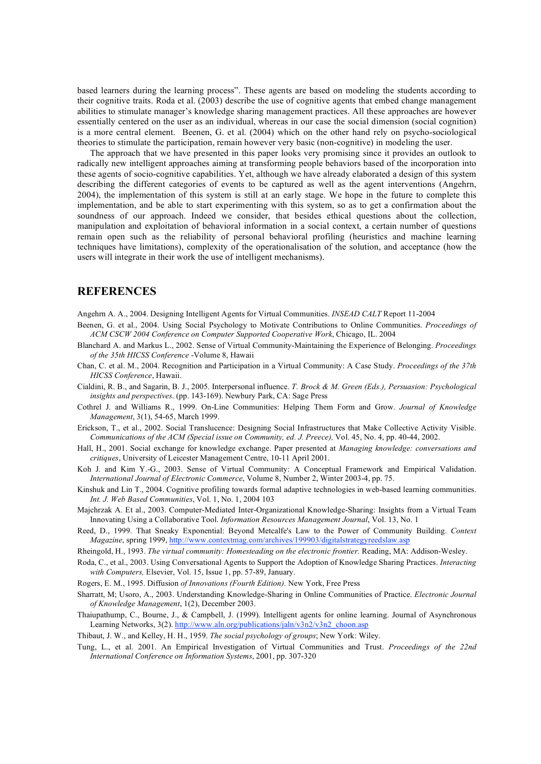based learners during the learning process". These agents are based on modeling the students according to their cognitive traits. Roda et al. (2003) describe the use of cognitive agents that embed change management abilities to stimulate manager's knowledge sharing management practices. All these approaches are however essentially centered on the user as an individual, whereas in our case the social dimension (social cognition) is a more central element. Beenen, G. et al. (2004) which on the other hand rely on psycho-sociological theories to stimulate the participation, remain however very basic (non-cognitive) in modeling the user.

The approach that we have presented in this paper looks very promising since it provides an outlook to radically new intelligent approaches aiming at transforming people behaviors based of the incorporation into these agents of socio-cognitive capabilities. Yet, although we have already elaborated a design of this system describing the different categories of events to be captured as well as the agent interventions (Angehrn, 2004), the implementation of this system is still at an early stage. We hope in the future to complete this implementation, and be able to start experimenting with this system, so as to get a confirmation about the soundness of our approach. Indeed we consider, that besides ethical questions about the collection, manipulation and exploitation of behavioral information in a social context, a certain number of questions remain open such as the reliability of personal behavioral profiling (heuristics and machine learning techniques have limitations), complexity of the operationalisation of the solution, and acceptance (how the users will integrate in their work the use of intelligent mechanisms).

## REFERENCES

Angehrn A. A., 2004. Designing Intelligent Agents for Virtual Communities. *INSEAD CALT* Report 11-2004

Beenen, G. et al., 2004. Using Social Psychology to Motivate Contributions to Online Communities. *Proceedings of ACM CSCW 2004 Conference on Computer Supported Cooperative Work*, Chicago, IL. 2004

Blanchard A. and Markus L., 2002. Sense of Virtual Community-Maintaining the Experience of Belonging. *Proceedings of the 35th HICSS Conference* -Volume 8, Hawaii

Chan, C. et al. M., 2004. Recognition and Participation in a Virtual Community: A Case Study. *Proceedings of the 37th HICSS Conference*, Hawaii.

Cialdini, R. B., and Sagarin, B. J., 2005. Interpersonal influence. *T. Brock & M. Green (Eds.), Persuasion: Psychological insights and perspectives*. (pp. 143-169). Newbury Park, CA: Sage Press

Cothrel J. and Williams R., 1999. On-Line Communities: Helping Them Form and Grow. *Journal of Knowledge Management*, 3(1), 54-65, March 1999.

Erickson, T., et al., 2002. Social Translucence: Designing Social Infrastructures that Make Collective Activity Visible. *Communications of the ACM (Special issue on Community, ed. J. Preece),* Vol. 45, No. 4, pp. 40-44, 2002.

Hall, H., 2001. Social exchange for knowledge exchange. Paper presented at *Managing knowledge: conversations and critiques*, University of Leicester Management Centre, 10-11 April 2001.

Koh J. and Kim Y.-G., 2003. Sense of Virtual Community: A Conceptual Framework and Empirical Validation. *International Journal of Electronic Commerce*, Volume 8, Number 2, Winter 2003-4, pp. 75.

Kinshuk and Lin T., 2004. Cognitive profiling towards formal adaptive technologies in web-based learning communities. *Int. J. Web Based Communities*, Vol. 1, No. 1, 2004 103

Majchrzak A. Et al., 2003. Computer-Mediated Inter-Organizational Knowledge-Sharing: Insights from a Virtual Team Innovating Using a Collaborative Tool. *Information Resources Management Journal*, Vol. 13, No. 1

Reed, D., 1999. That Sneaky Exponential: Beyond Metcalfe's Law to the Power of Community Building. *Context Magazine*, spring 1999, http://www.contextmag.com/archives/199903/digitalstrategyreedslaw.asp

Rheingold, H., 1993. *The virtual community: Homesteading on the electronic frontier*. Reading, MA: Addison-Wesley.

Roda, C., et al., 2003. Using Conversational Agents to Support the Adoption of Knowledge Sharing Practices. *Interacting with Computers,* Elsevier, Vol. 15, Issue 1, pp. 57-89, January.

Rogers, E. M., 1995. Diffusion *of Innovations (Fourth Edition)*. New York, Free Press

Sharratt, M; Usoro, A., 2003. Understanding Knowledge-Sharing in Online Communities of Practice. *Electronic Journal of Knowledge Management*, 1(2), December 2003.

Thaiupathump, C., Bourne, J., & Campbell, J. (1999). Intelligent agents for online learning. Journal of Asynchronous Learning Networks, 3(2). http://www.aln.org/publications/jaln/v3n2/v3n2_choon.asp

Thibaut, J. W., and Kelley, H. H., 1959. *The social psychology of groups*; New York: Wiley.

Tung, L., et al. 2001. An Empirical Investigation of Virtual Communities and Trust. *Proceedings of the 22nd International Conference on Information Systems*, 2001, pp. 307-320